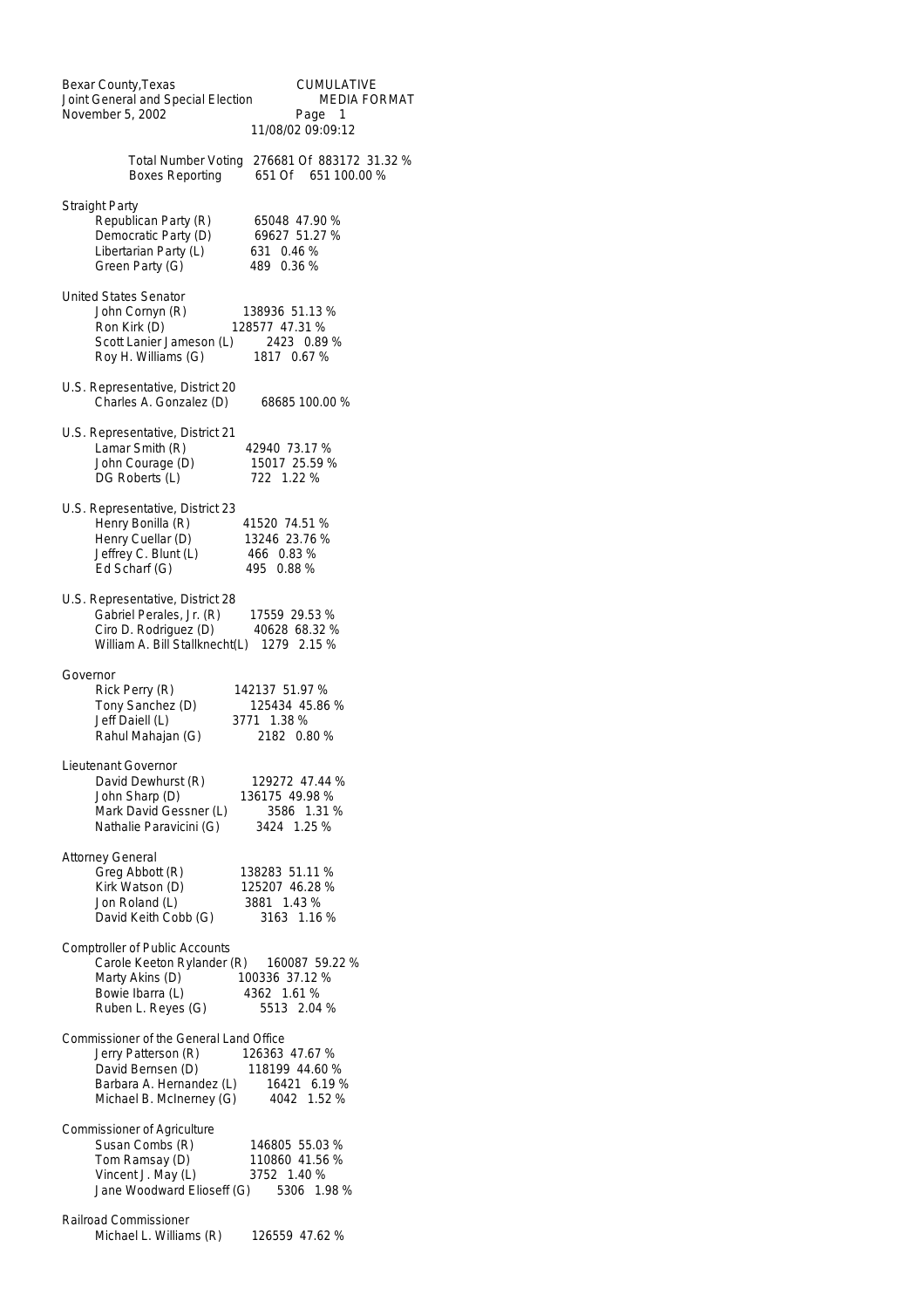Bexar County,Texas — CUMULATIVE
Joint General and Special Election — MEDIA FORMAT
November 5, 2002
11/08/02 09:09:12

| | | |
|---|---|---|
| Total Number Voting | 276681 Of 883172 | 31.32 % |
| Boxes Reporting | 651 Of 651 | 100.00 % |

### Straight Party

| Candidate | Votes | Percent |
|---|---|---|
| Republican Party (R) | 65048 | 47.90 % |
| Democratic Party (D) | 69627 | 51.27 % |
| Libertarian Party (L) | 631 | 0.46 % |
| Green Party (G) | 489 | 0.36 % |

### United States Senator

| Candidate | Votes | Percent |
|---|---|---|
| John Cornyn (R) | 138936 | 51.13 % |
| Ron Kirk (D) | 128577 | 47.31 % |
| Scott Lanier Jameson (L) | 2423 | 0.89 % |
| Roy H. Williams (G) | 1817 | 0.67 % |

### U.S. Representative, District 20

| Candidate | Votes | Percent |
|---|---|---|
| Charles A. Gonzalez (D) | 68685 | 100.00 % |

### U.S. Representative, District 21

| Candidate | Votes | Percent |
|---|---|---|
| Lamar Smith (R) | 42940 | 73.17 % |
| John Courage (D) | 15017 | 25.59 % |
| DG Roberts (L) | 722 | 1.22 % |

### U.S. Representative, District 23

| Candidate | Votes | Percent |
|---|---|---|
| Henry Bonilla (R) | 41520 | 74.51 % |
| Henry Cuellar (D) | 13246 | 23.76 % |
| Jeffrey C. Blunt (L) | 466 | 0.83 % |
| Ed Scharf (G) | 495 | 0.88 % |

### U.S. Representative, District 28

| Candidate | Votes | Percent |
|---|---|---|
| Gabriel Perales, Jr. (R) | 17559 | 29.53 % |
| Ciro D. Rodriguez (D) | 40628 | 68.32 % |
| William A. Bill Stallknecht(L) | 1279 | 2.15 % |

### Governor

| Candidate | Votes | Percent |
|---|---|---|
| Rick Perry (R) | 142137 | 51.97 % |
| Tony Sanchez (D) | 125434 | 45.86 % |
| Jeff Daiell (L) | 3771 | 1.38 % |
| Rahul Mahajan (G) | 2182 | 0.80 % |

### Lieutenant Governor

| Candidate | Votes | Percent |
|---|---|---|
| David Dewhurst (R) | 129272 | 47.44 % |
| John Sharp (D) | 136175 | 49.98 % |
| Mark David Gessner (L) | 3586 | 1.31 % |
| Nathalie Paravicini (G) | 3424 | 1.25 % |

### Attorney General

| Candidate | Votes | Percent |
|---|---|---|
| Greg Abbott (R) | 138283 | 51.11 % |
| Kirk Watson (D) | 125207 | 46.28 % |
| Jon Roland (L) | 3881 | 1.43 % |
| David Keith Cobb (G) | 3163 | 1.16 % |

### Comptroller of Public Accounts

| Candidate | Votes | Percent |
|---|---|---|
| Carole Keeton Rylander (R) | 160087 | 59.22 % |
| Marty Akins (D) | 100336 | 37.12 % |
| Bowie Ibarra (L) | 4362 | 1.61 % |
| Ruben L. Reyes (G) | 5513 | 2.04 % |

### Commissioner of the General Land Office

| Candidate | Votes | Percent |
|---|---|---|
| Jerry Patterson (R) | 126363 | 47.67 % |
| David Bernsen (D) | 118199 | 44.60 % |
| Barbara A. Hernandez (L) | 16421 | 6.19 % |
| Michael B. McInerney (G) | 4042 | 1.52 % |

### Commissioner of Agriculture

| Candidate | Votes | Percent |
|---|---|---|
| Susan Combs (R) | 146805 | 55.03 % |
| Tom Ramsay (D) | 110860 | 41.56 % |
| Vincent J. May (L) | 3752 | 1.40 % |
| Jane Woodward Elioseff (G) | 5306 | 1.98 % |

### Railroad Commissioner

| Candidate | Votes | Percent |
|---|---|---|
| Michael L. Williams (R) | 126559 | 47.62 % |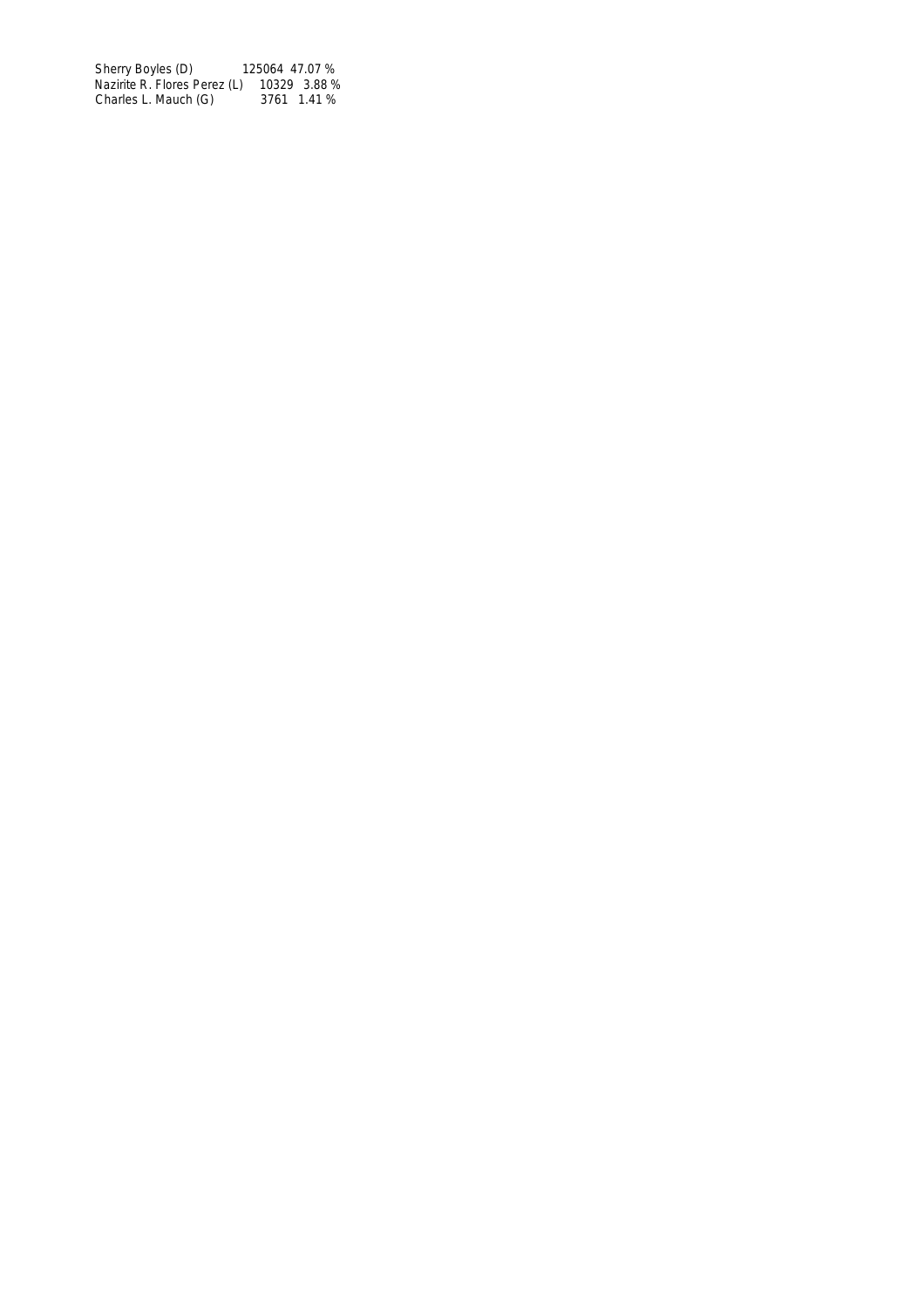| | | |
|---|---|---|
| Sherry Boyles (D) | 125064 | 47.07 % |
| Nazirite R. Flores Perez (L) | 10329 | 3.88 % |
| Charles L. Mauch (G) | 3761 | 1.41 % |